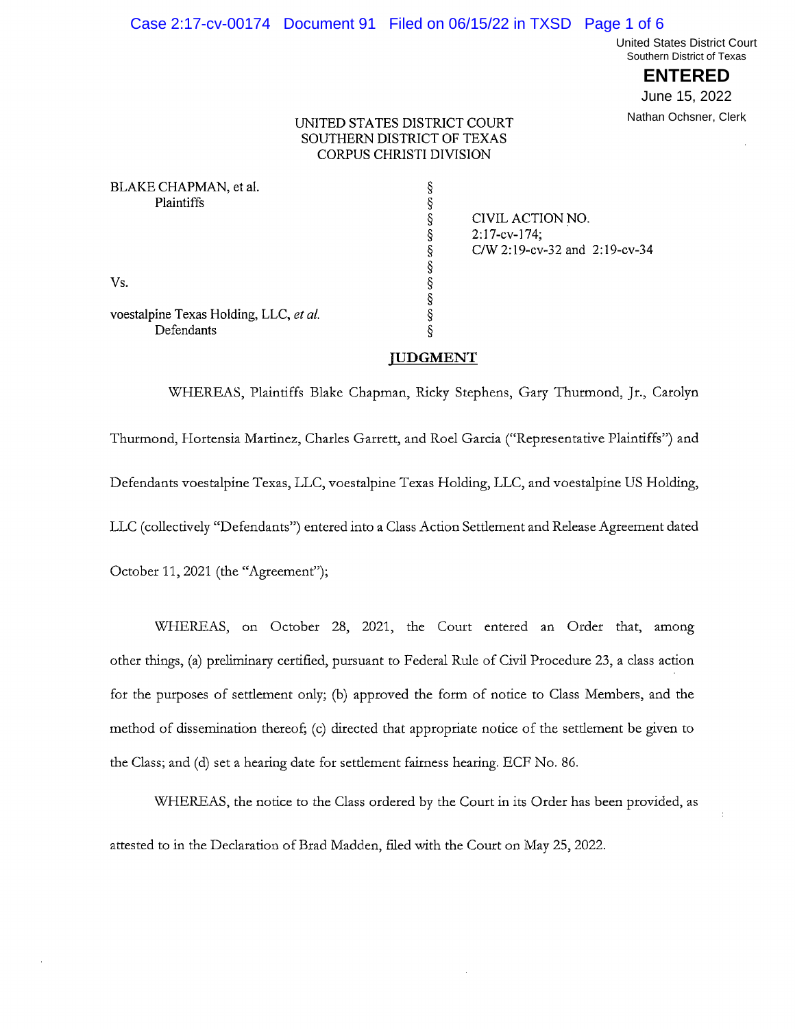United States District Court
Southern District of Texas

**ENTERED**

June 15, 2022

Nathan Ochsner, Clerk

UNITED STATES DISTRICT COURT
SOUTHERN DISTRICT OF TEXAS
CORPUS CHRISTI DIVISION

| | | |
|---|---|---|
| BLAKE CHAPMAN, et al.<br>Plaintiffs | § | CIVIL ACTION NO.<br>2:17-cv-174;<br>C/W 2:19-cv-32 and 2:19-cv-34 |
| Vs. | § | |
| voestalpine Texas Holding, LLC, *et al.*<br>Defendants | § | |

## JUDGMENT

WHEREAS, Plaintiffs Blake Chapman, Ricky Stephens, Gary Thurmond, Jr., Carolyn Thurmond, Hortensia Martinez, Charles Garrett, and Roel Garcia ("Representative Plaintiffs") and Defendants voestalpine Texas, LLC, voestalpine Texas Holding, LLC, and voestalpine US Holding, LLC (collectively "Defendants") entered into a Class Action Settlement and Release Agreement dated October 11, 2021 (the "Agreement");

WHEREAS, on October 28, 2021, the Court entered an Order that, among other things, (a) preliminary certified, pursuant to Federal Rule of Civil Procedure 23, a class action for the purposes of settlement only; (b) approved the form of notice to Class Members, and the method of dissemination thereof; (c) directed that appropriate notice of the settlement be given to the Class; and (d) set a hearing date for settlement fairness hearing. ECF No. 86.

WHEREAS, the notice to the Class ordered by the Court in its Order has been provided, as attested to in the Declaration of Brad Madden, filed with the Court on May 25, 2022.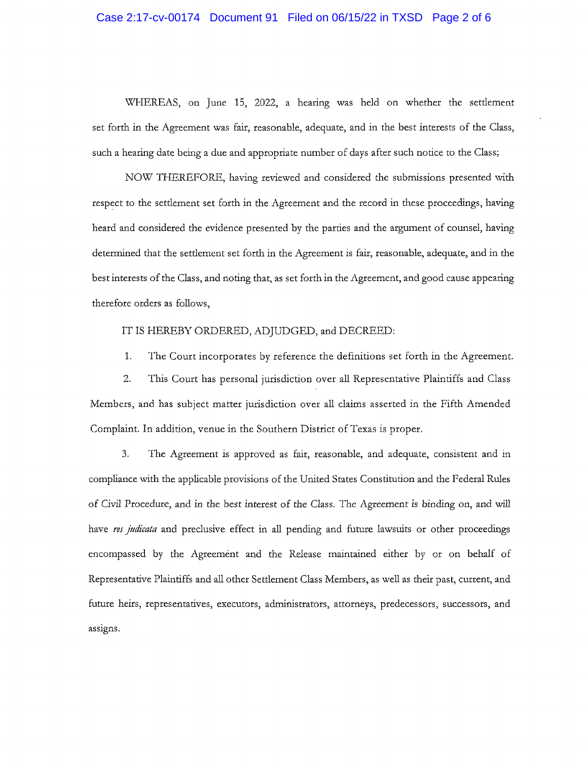WHEREAS, on June 15, 2022, a hearing was held on whether the settlement set forth in the Agreement was fair, reasonable, adequate, and in the best interests of the Class, such a hearing date being a due and appropriate number of days after such notice to the Class;

NOW THEREFORE, having reviewed and considered the submissions presented with respect to the settlement set forth in the Agreement and the record in these proceedings, having heard and considered the evidence presented by the parties and the argument of counsel, having determined that the settlement set forth in the Agreement is fair, reasonable, adequate, and in the best interests of the Class, and noting that, as set forth in the Agreement, and good cause appearing therefore orders as follows,

IT IS HEREBY ORDERED, ADJUDGED, and DECREED:

1. The Court incorporates by reference the definitions set forth in the Agreement.

2. This Court has personal jurisdiction over all Representative Plaintiffs and Class Members, and has subject matter jurisdiction over all claims asserted in the Fifth Amended Complaint. In addition, venue in the Southern District of Texas is proper.

3. The Agreement is approved as fair, reasonable, and adequate, consistent and in compliance with the applicable provisions of the United States Constitution and the Federal Rules of Civil Procedure, and in the best interest of the Class. The Agreement is binding on, and will have *res judicata* and preclusive effect in all pending and future lawsuits or other proceedings encompassed by the Agreement and the Release maintained either by or on behalf of Representative Plaintiffs and all other Settlement Class Members, as well as their past, current, and future heirs, representatives, executors, administrators, attorneys, predecessors, successors, and assigns.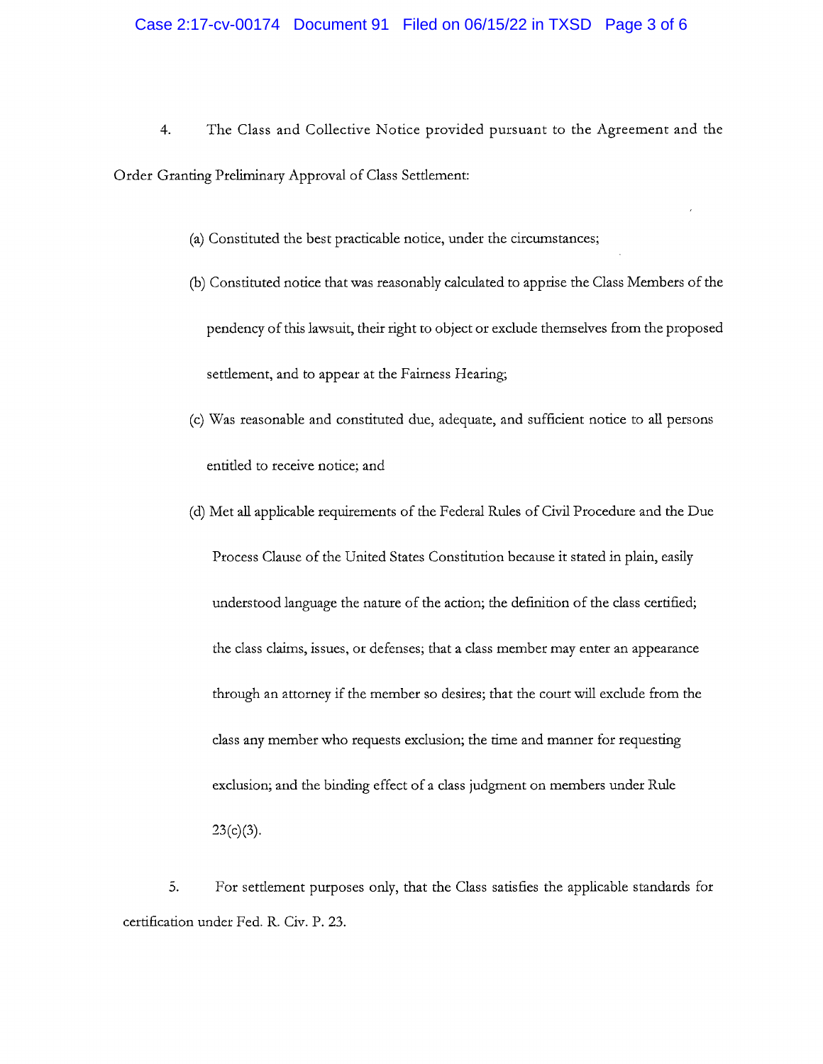4. The Class and Collective Notice provided pursuant to the Agreement and the Order Granting Preliminary Approval of Class Settlement:

   (a) Constituted the best practicable notice, under the circumstances;

   (b) Constituted notice that was reasonably calculated to apprise the Class Members of the pendency of this lawsuit, their right to object or exclude themselves from the proposed settlement, and to appear at the Fairness Hearing;

   (c) Was reasonable and constituted due, adequate, and sufficient notice to all persons entitled to receive notice; and

   (d) Met all applicable requirements of the Federal Rules of Civil Procedure and the Due Process Clause of the United States Constitution because it stated in plain, easily understood language the nature of the action; the definition of the class certified; the class claims, issues, or defenses; that a class member may enter an appearance through an attorney if the member so desires; that the court will exclude from the class any member who requests exclusion; the time and manner for requesting exclusion; and the binding effect of a class judgment on members under Rule 23(c)(3).

5. For settlement purposes only, that the Class satisfies the applicable standards for certification under Fed. R. Civ. P. 23.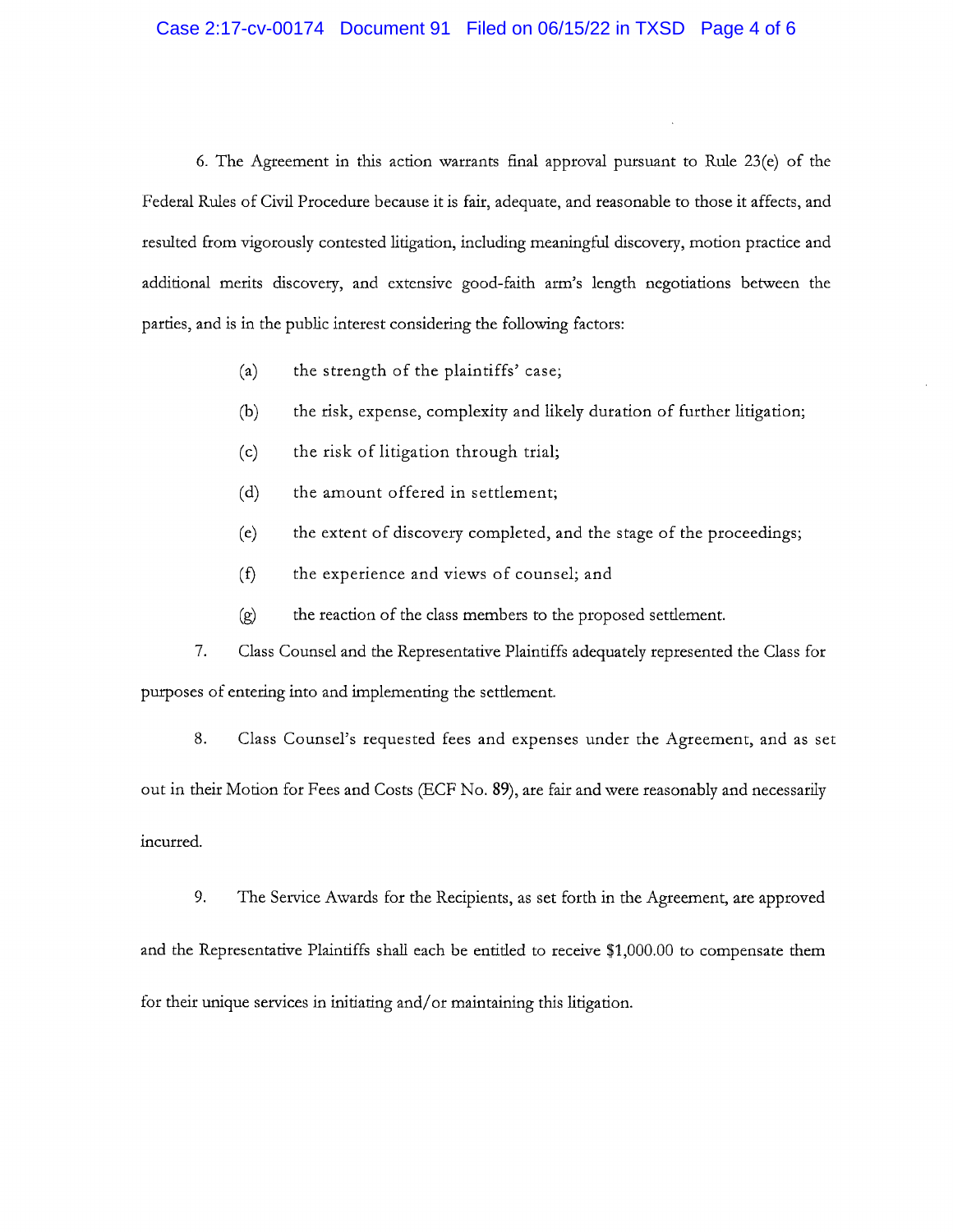6. The Agreement in this action warrants final approval pursuant to Rule 23(e) of the Federal Rules of Civil Procedure because it is fair, adequate, and reasonable to those it affects, and resulted from vigorously contested litigation, including meaningful discovery, motion practice and additional merits discovery, and extensive good-faith arm's length negotiations between the parties, and is in the public interest considering the following factors:

(a) the strength of the plaintiffs' case;

(b) the risk, expense, complexity and likely duration of further litigation;

(c) the risk of litigation through trial;

(d) the amount offered in settlement;

(e) the extent of discovery completed, and the stage of the proceedings;

(f) the experience and views of counsel; and

(g) the reaction of the class members to the proposed settlement.

7. Class Counsel and the Representative Plaintiffs adequately represented the Class for purposes of entering into and implementing the settlement.

8. Class Counsel's requested fees and expenses under the Agreement, and as set out in their Motion for Fees and Costs (ECF No. 89), are fair and were reasonably and necessarily incurred.

9. The Service Awards for the Recipients, as set forth in the Agreement, are approved and the Representative Plaintiffs shall each be entitled to receive $1,000.00 to compensate them for their unique services in initiating and/or maintaining this litigation.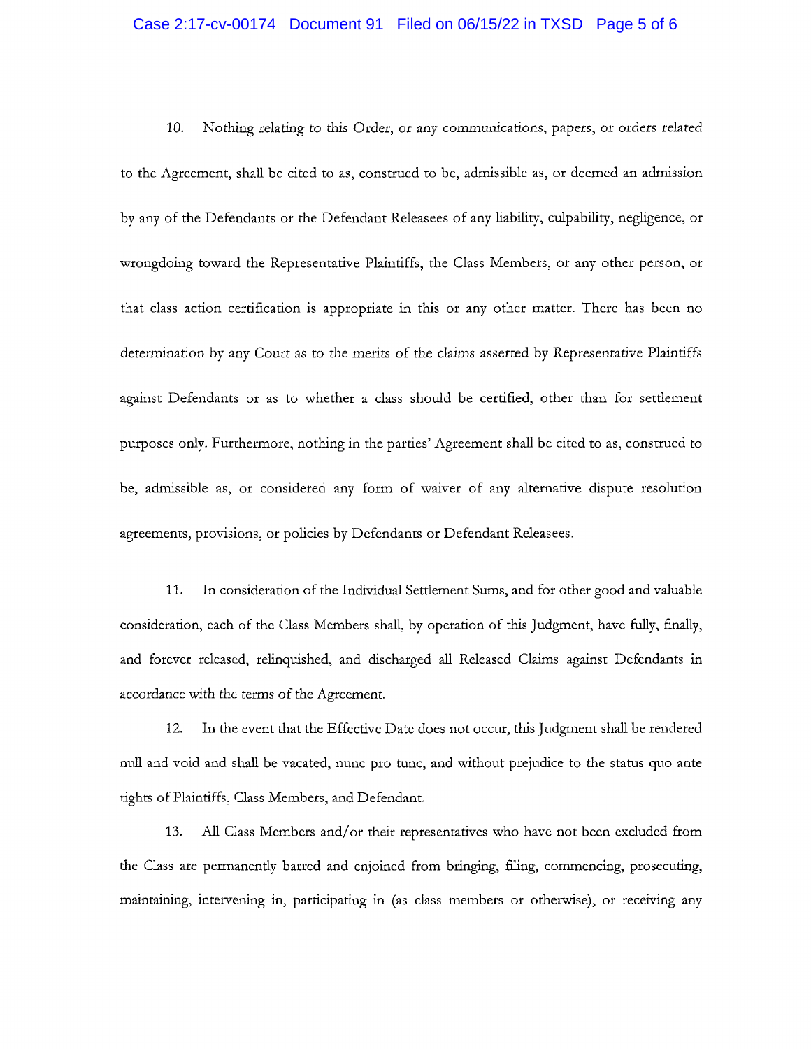10. Nothing relating to this Order, or any communications, papers, or orders related to the Agreement, shall be cited to as, construed to be, admissible as, or deemed an admission by any of the Defendants or the Defendant Releasees of any liability, culpability, negligence, or wrongdoing toward the Representative Plaintiffs, the Class Members, or any other person, or that class action certification is appropriate in this or any other matter. There has been no determination by any Court as to the merits of the claims asserted by Representative Plaintiffs against Defendants or as to whether a class should be certified, other than for settlement purposes only. Furthermore, nothing in the parties' Agreement shall be cited to as, construed to be, admissible as, or considered any form of waiver of any alternative dispute resolution agreements, provisions, or policies by Defendants or Defendant Releasees.

11. In consideration of the Individual Settlement Sums, and for other good and valuable consideration, each of the Class Members shall, by operation of this Judgment, have fully, finally, and forever released, relinquished, and discharged all Released Claims against Defendants in accordance with the terms of the Agreement.

12. In the event that the Effective Date does not occur, this Judgment shall be rendered null and void and shall be vacated, nunc pro tunc, and without prejudice to the status quo ante rights of Plaintiffs, Class Members, and Defendant.

13. All Class Members and/or their representatives who have not been excluded from the Class are permanently barred and enjoined from bringing, filing, commencing, prosecuting, maintaining, intervening in, participating in (as class members or otherwise), or receiving any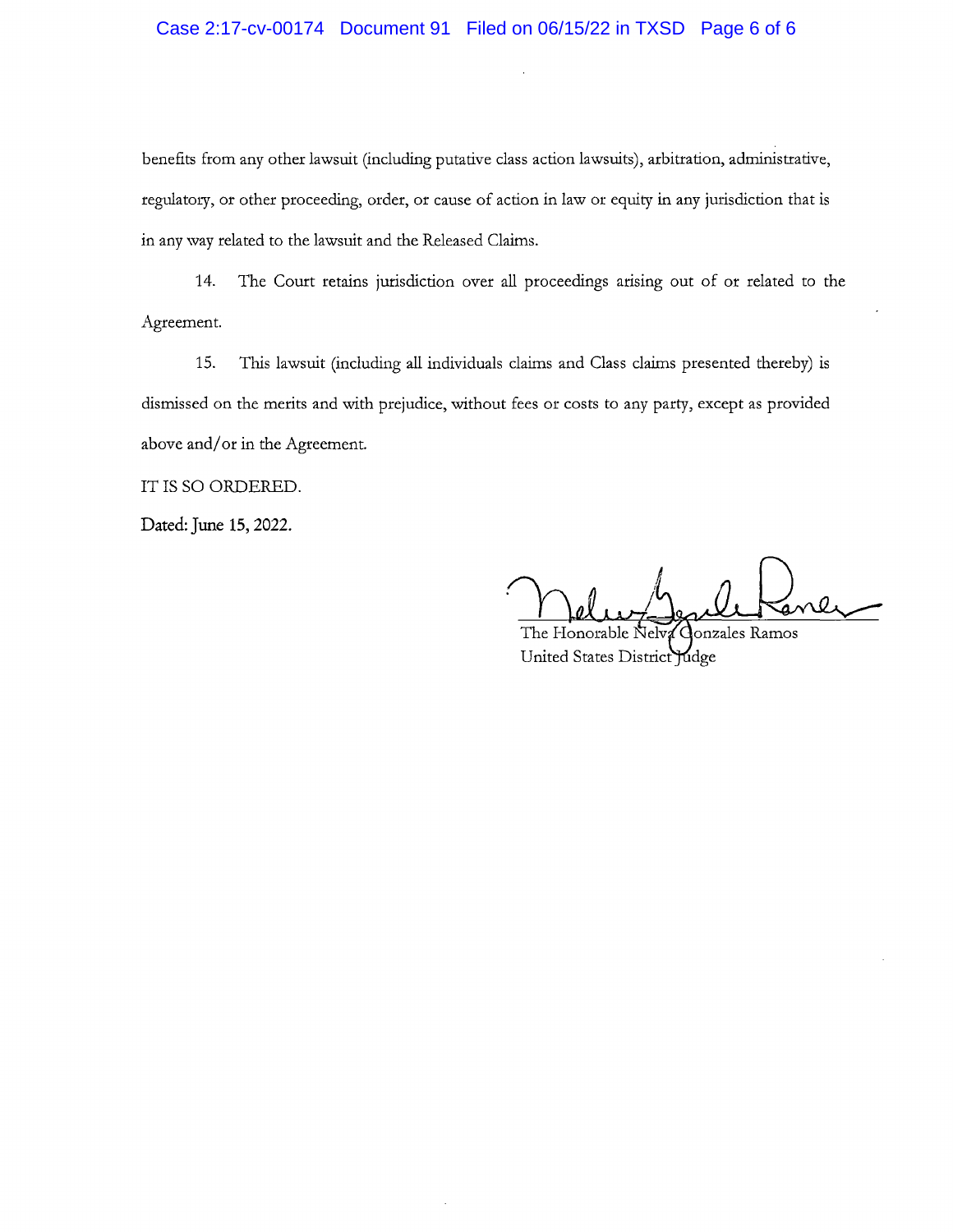benefits from any other lawsuit (including putative class action lawsuits), arbitration, administrative, regulatory, or other proceeding, order, or cause of action in law or equity in any jurisdiction that is in any way related to the lawsuit and the Released Claims.

14. The Court retains jurisdiction over all proceedings arising out of or related to the Agreement.

15. This lawsuit (including all individuals claims and Class claims presented thereby) is dismissed on the merits and with prejudice, without fees or costs to any party, except as provided above and/or in the Agreement.

IT IS SO ORDERED.

Dated: June 15, 2022.

The Honorable Nelva Gonzales Ramos
United States District Judge